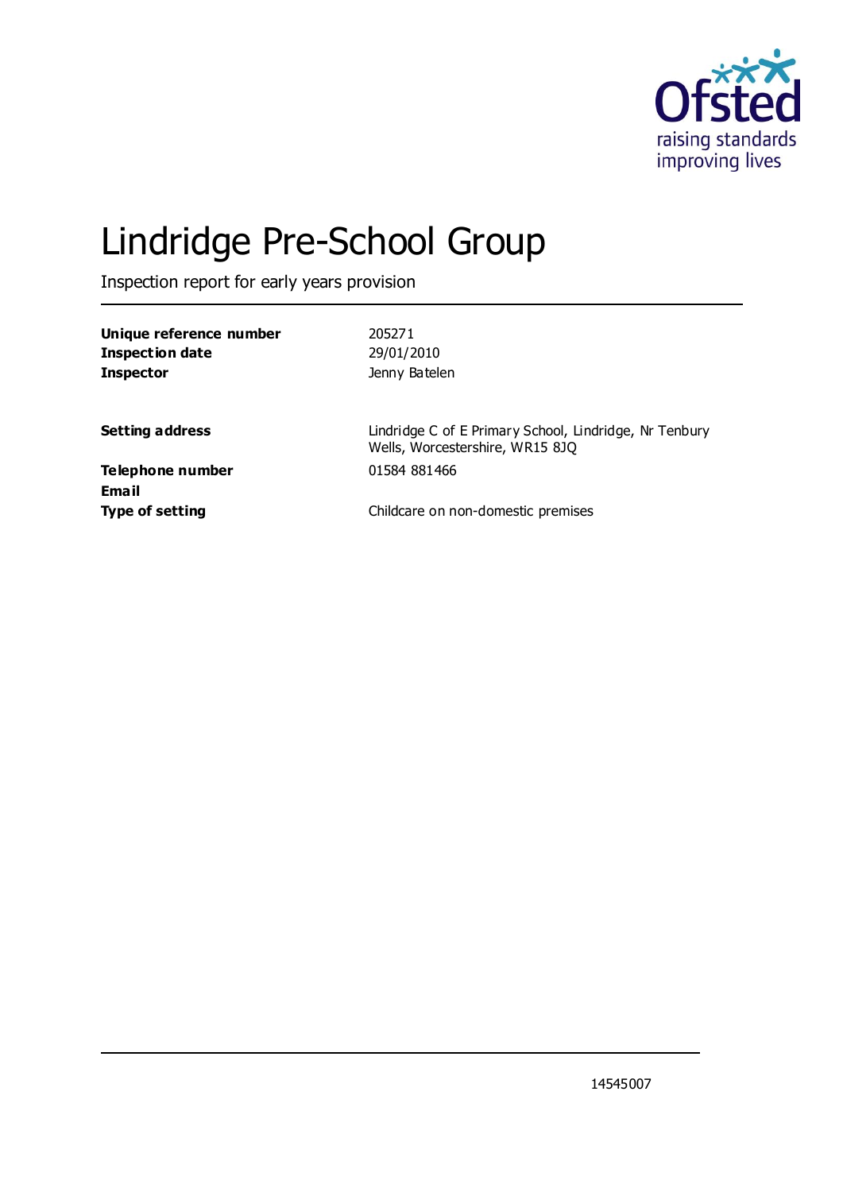# Lindridge Pre-School Group

Inspection report for early years provision

| | |
|---|---|
| **Unique reference number** | 205271 |
| **Inspection date** | 29/01/2010 |
| **Inspector** | Jenny Batelen |
| | |
| **Setting address** | Lindridge C of E Primary School, Lindridge, Nr Tenbury Wells, Worcestershire, WR15 8JQ |
| **Telephone number** | 01584 881466 |
| **Email** | |
| **Type of setting** | Childcare on non-domestic premises |

14545007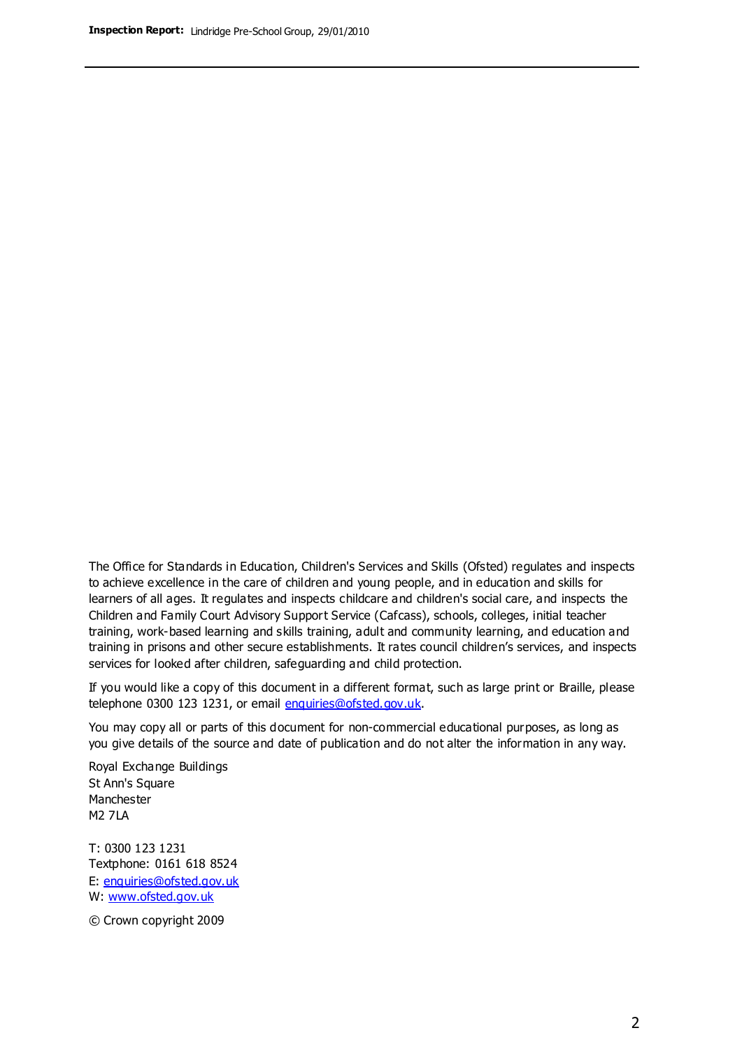The Office for Standards in Education, Children's Services and Skills (Ofsted) regulates and inspects to achieve excellence in the care of children and young people, and in education and skills for learners of all ages. It regulates and inspects childcare and children's social care, and inspects the Children and Family Court Advisory Support Service (Cafcass), schools, colleges, initial teacher training, work-based learning and skills training, adult and community learning, and education and training in prisons and other secure establishments. It rates council children's services, and inspects services for looked after children, safeguarding and child protection.

If you would like a copy of this document in a different format, such as large print or Braille, please telephone 0300 123 1231, or email enquiries@ofsted.gov.uk.

You may copy all or parts of this document for non-commercial educational purposes, as long as you give details of the source and date of publication and do not alter the information in any way.

Royal Exchange Buildings
St Ann's Square
Manchester
M2 7LA

T: 0300 123 1231
Textphone: 0161 618 8524
E: enquiries@ofsted.gov.uk
W: www.ofsted.gov.uk

© Crown copyright 2009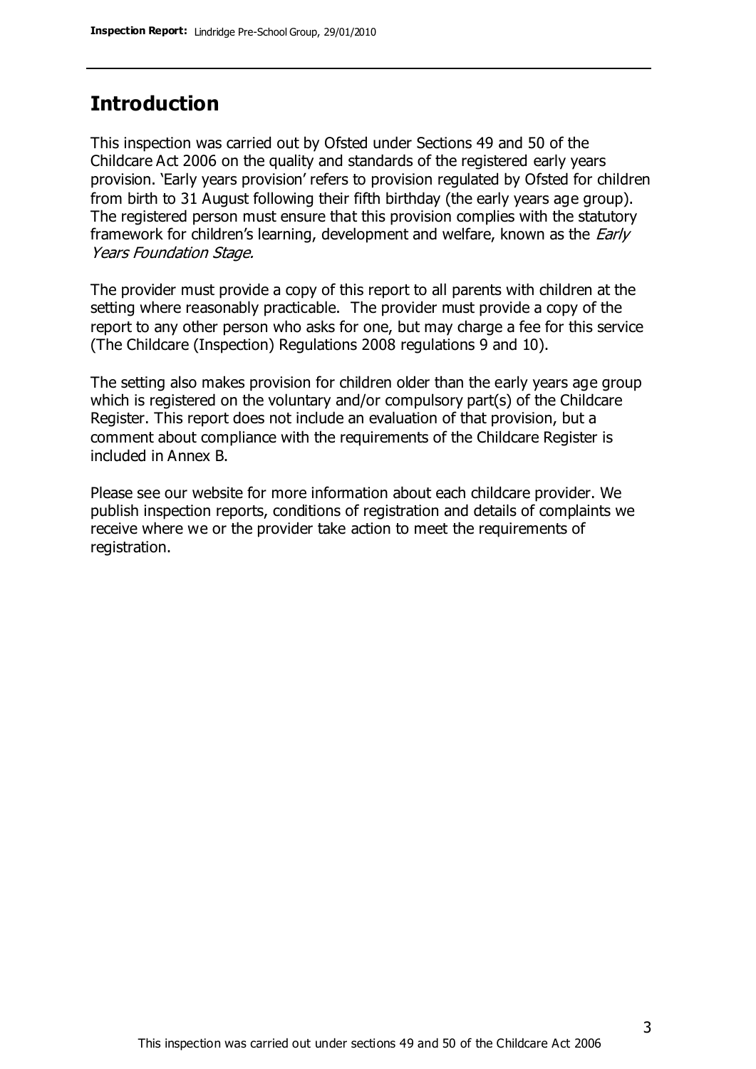## Introduction

This inspection was carried out by Ofsted under Sections 49 and 50 of the Childcare Act 2006 on the quality and standards of the registered early years provision. 'Early years provision' refers to provision regulated by Ofsted for children from birth to 31 August following their fifth birthday (the early years age group). The registered person must ensure that this provision complies with the statutory framework for children's learning, development and welfare, known as the *Early Years Foundation Stage.*

The provider must provide a copy of this report to all parents with children at the setting where reasonably practicable. The provider must provide a copy of the report to any other person who asks for one, but may charge a fee for this service (The Childcare (Inspection) Regulations 2008 regulations 9 and 10).

The setting also makes provision for children older than the early years age group which is registered on the voluntary and/or compulsory part(s) of the Childcare Register. This report does not include an evaluation of that provision, but a comment about compliance with the requirements of the Childcare Register is included in Annex B.

Please see our website for more information about each childcare provider. We publish inspection reports, conditions of registration and details of complaints we receive where we or the provider take action to meet the requirements of registration.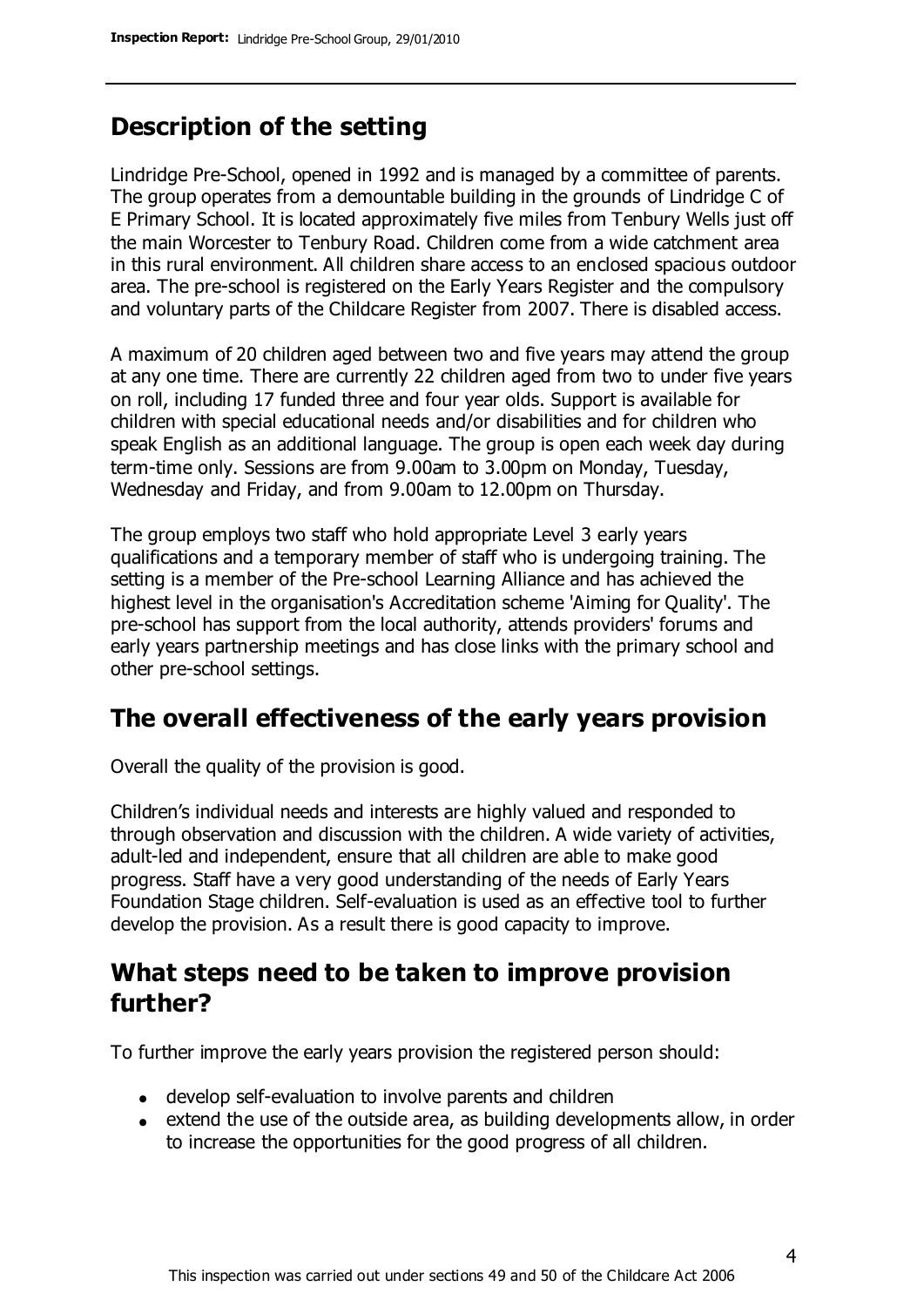## Description of the setting

Lindridge Pre-School, opened in 1992 and is managed by a committee of parents. The group operates from a demountable building in the grounds of Lindridge C of E Primary School. It is located approximately five miles from Tenbury Wells just off the main Worcester to Tenbury Road. Children come from a wide catchment area in this rural environment. All children share access to an enclosed spacious outdoor area. The pre-school is registered on the Early Years Register and the compulsory and voluntary parts of the Childcare Register from 2007. There is disabled access.

A maximum of 20 children aged between two and five years may attend the group at any one time. There are currently 22 children aged from two to under five years on roll, including 17 funded three and four year olds. Support is available for children with special educational needs and/or disabilities and for children who speak English as an additional language. The group is open each week day during term-time only. Sessions are from 9.00am to 3.00pm on Monday, Tuesday, Wednesday and Friday, and from 9.00am to 12.00pm on Thursday.

The group employs two staff who hold appropriate Level 3 early years qualifications and a temporary member of staff who is undergoing training. The setting is a member of the Pre-school Learning Alliance and has achieved the highest level in the organisation's Accreditation scheme 'Aiming for Quality'. The pre-school has support from the local authority, attends providers' forums and early years partnership meetings and has close links with the primary school and other pre-school settings.

## The overall effectiveness of the early years provision

Overall the quality of the provision is good.

Children's individual needs and interests are highly valued and responded to through observation and discussion with the children. A wide variety of activities, adult-led and independent, ensure that all children are able to make good progress. Staff have a very good understanding of the needs of Early Years Foundation Stage children. Self-evaluation is used as an effective tool to further develop the provision. As a result there is good capacity to improve.

## What steps need to be taken to improve provision further?

To further improve the early years provision the registered person should:

- develop self-evaluation to involve parents and children
- extend the use of the outside area, as building developments allow, in order to increase the opportunities for the good progress of all children.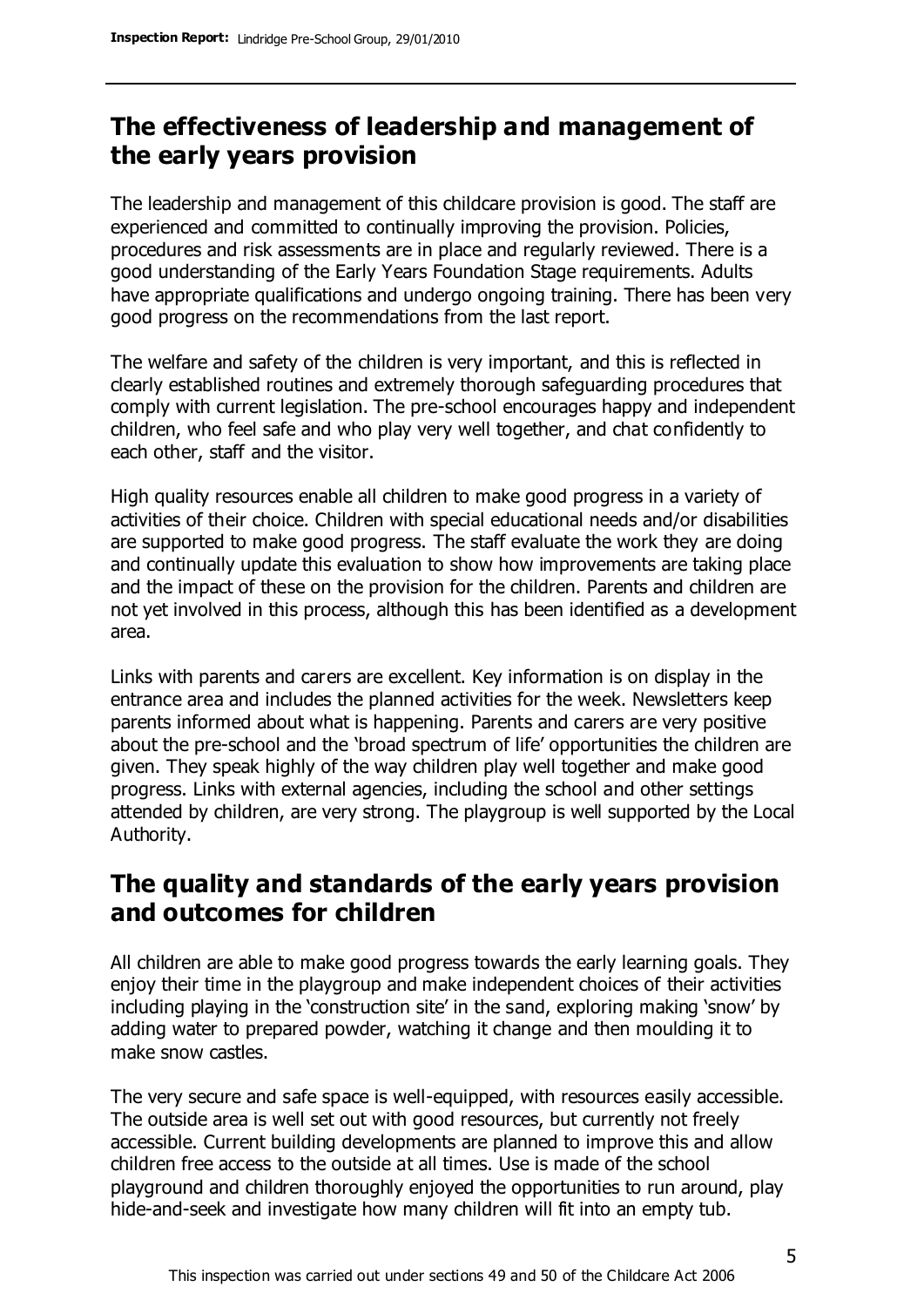## The effectiveness of leadership and management of the early years provision

The leadership and management of this childcare provision is good. The staff are experienced and committed to continually improving the provision. Policies, procedures and risk assessments are in place and regularly reviewed. There is a good understanding of the Early Years Foundation Stage requirements. Adults have appropriate qualifications and undergo ongoing training. There has been very good progress on the recommendations from the last report.

The welfare and safety of the children is very important, and this is reflected in clearly established routines and extremely thorough safeguarding procedures that comply with current legislation. The pre-school encourages happy and independent children, who feel safe and who play very well together, and chat confidently to each other, staff and the visitor.

High quality resources enable all children to make good progress in a variety of activities of their choice. Children with special educational needs and/or disabilities are supported to make good progress. The staff evaluate the work they are doing and continually update this evaluation to show how improvements are taking place and the impact of these on the provision for the children. Parents and children are not yet involved in this process, although this has been identified as a development area.

Links with parents and carers are excellent. Key information is on display in the entrance area and includes the planned activities for the week. Newsletters keep parents informed about what is happening. Parents and carers are very positive about the pre-school and the 'broad spectrum of life' opportunities the children are given. They speak highly of the way children play well together and make good progress. Links with external agencies, including the school and other settings attended by children, are very strong. The playgroup is well supported by the Local Authority.

## The quality and standards of the early years provision and outcomes for children

All children are able to make good progress towards the early learning goals. They enjoy their time in the playgroup and make independent choices of their activities including playing in the 'construction site' in the sand, exploring making 'snow' by adding water to prepared powder, watching it change and then moulding it to make snow castles.

The very secure and safe space is well-equipped, with resources easily accessible. The outside area is well set out with good resources, but currently not freely accessible. Current building developments are planned to improve this and allow children free access to the outside at all times. Use is made of the school playground and children thoroughly enjoyed the opportunities to run around, play hide-and-seek and investigate how many children will fit into an empty tub.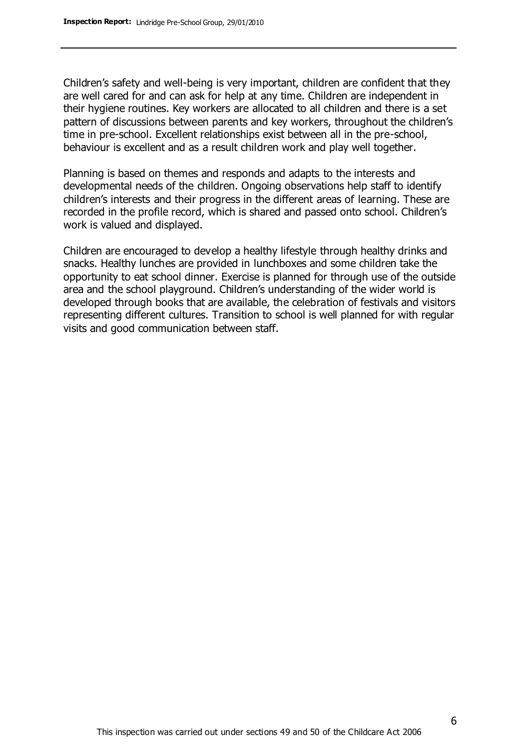Children's safety and well-being is very important, children are confident that they are well cared for and can ask for help at any time. Children are independent in their hygiene routines. Key workers are allocated to all children and there is a set pattern of discussions between parents and key workers, throughout the children's time in pre-school. Excellent relationships exist between all in the pre-school, behaviour is excellent and as a result children work and play well together.

Planning is based on themes and responds and adapts to the interests and developmental needs of the children. Ongoing observations help staff to identify children's interests and their progress in the different areas of learning. These are recorded in the profile record, which is shared and passed onto school. Children's work is valued and displayed.

Children are encouraged to develop a healthy lifestyle through healthy drinks and snacks. Healthy lunches are provided in lunchboxes and some children take the opportunity to eat school dinner. Exercise is planned for through use of the outside area and the school playground. Children's understanding of the wider world is developed through books that are available, the celebration of festivals and visitors representing different cultures. Transition to school is well planned for with regular visits and good communication between staff.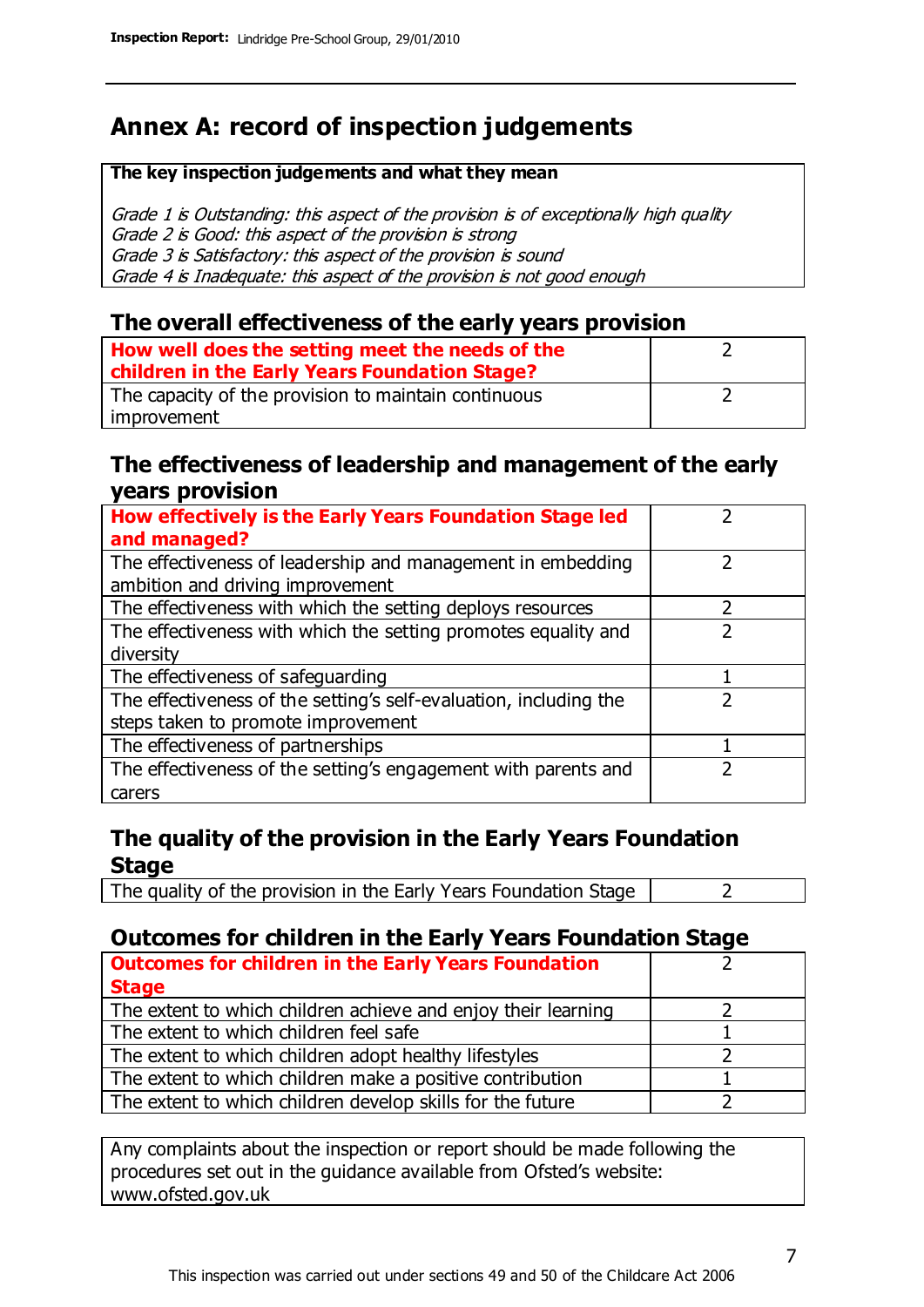# Annex A: record of inspection judgements

**The key inspection judgements and what they mean**

*Grade 1 is Outstanding: this aspect of the provision is of exceptionally high quality*
*Grade 2 is Good: this aspect of the provision is strong*
*Grade 3 is Satisfactory: this aspect of the provision is sound*
*Grade 4 is Inadequate: this aspect of the provision is not good enough*

## The overall effectiveness of the early years provision

| | |
|---|---|
| **How well does the setting meet the needs of the children in the Early Years Foundation Stage?** | 2 |
| The capacity of the provision to maintain continuous improvement | 2 |

## The effectiveness of leadership and management of the early years provision

| | |
|---|---|
| **How effectively is the Early Years Foundation Stage led and managed?** | 2 |
| The effectiveness of leadership and management in embedding ambition and driving improvement | 2 |
| The effectiveness with which the setting deploys resources | 2 |
| The effectiveness with which the setting promotes equality and diversity | 2 |
| The effectiveness of safeguarding | 1 |
| The effectiveness of the setting's self-evaluation, including the steps taken to promote improvement | 2 |
| The effectiveness of partnerships | 1 |
| The effectiveness of the setting's engagement with parents and carers | 2 |

## The quality of the provision in the Early Years Foundation Stage

| | |
|---|---|
| The quality of the provision in the Early Years Foundation Stage | 2 |

## Outcomes for children in the Early Years Foundation Stage

| | |
|---|---|
| **Outcomes for children in the Early Years Foundation Stage** | 2 |
| The extent to which children achieve and enjoy their learning | 2 |
| The extent to which children feel safe | 1 |
| The extent to which children adopt healthy lifestyles | 2 |
| The extent to which children make a positive contribution | 1 |
| The extent to which children develop skills for the future | 2 |

Any complaints about the inspection or report should be made following the procedures set out in the guidance available from Ofsted's website: www.ofsted.gov.uk

This inspection was carried out under sections 49 and 50 of the Childcare Act 2006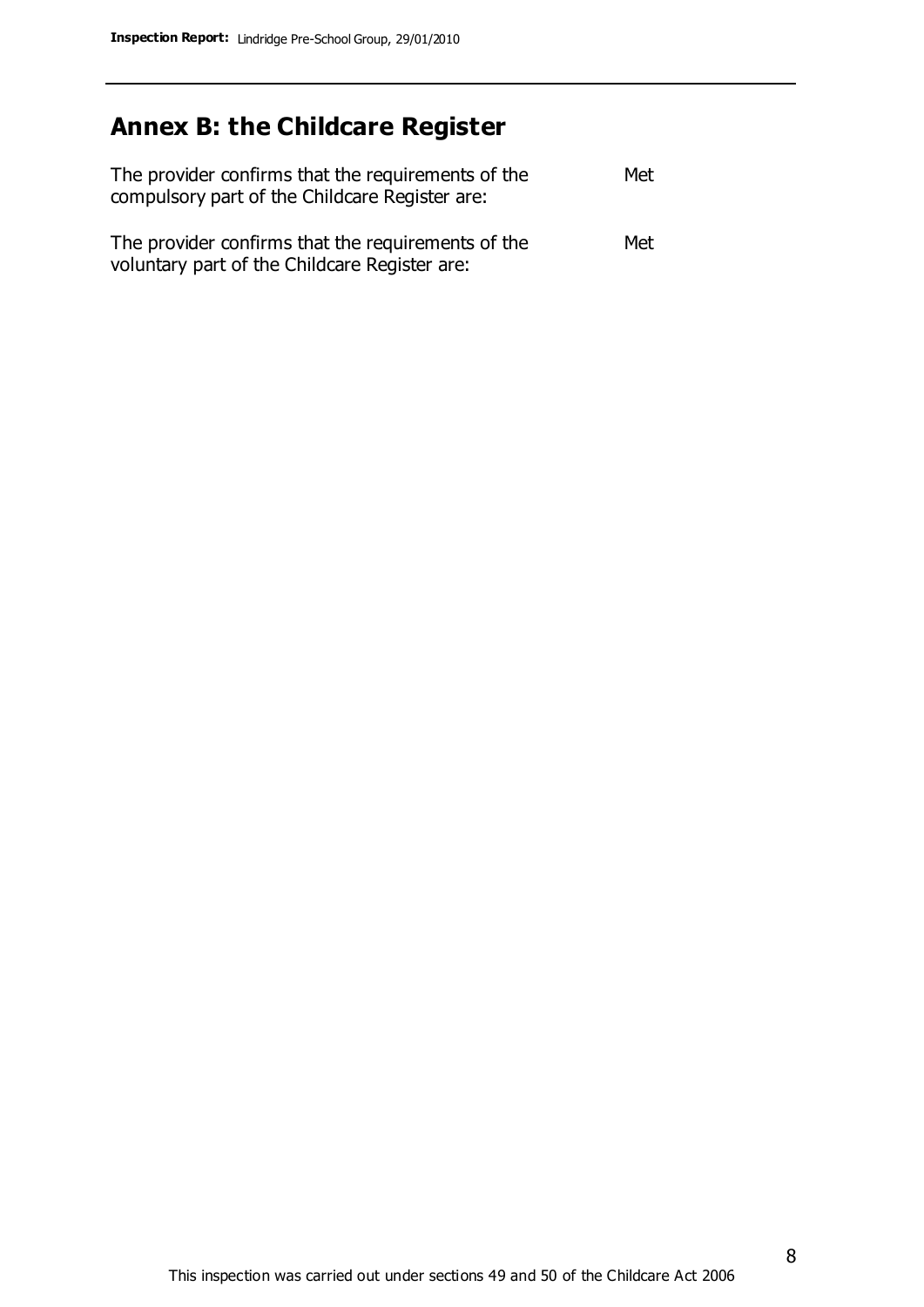## Annex B: the Childcare Register

| | |
|---|---|
| The provider confirms that the requirements of the compulsory part of the Childcare Register are: | Met |
| The provider confirms that the requirements of the voluntary part of the Childcare Register are: | Met |

This inspection was carried out under sections 49 and 50 of the Childcare Act 2006